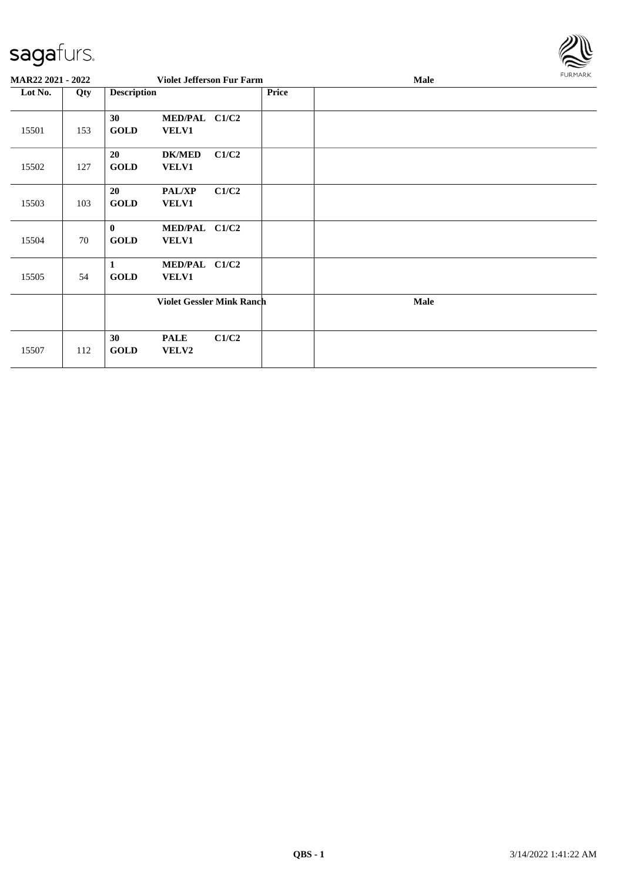**MAR22 2021 - 2022** | **Violet Jefferson Fur Farm** | **Male**

| Lot No. | Qty | Description | | | Price | |
|---|---|---|---|---|---|---|
| 15501 | 153 | 30 GOLD | MED/PAL VELV1 | C1/C2 | | |
| 15502 | 127 | 20 GOLD | DK/MED VELV1 | C1/C2 | | |
| 15503 | 103 | 20 GOLD | PAL/XP VELV1 | C1/C2 | | |
| 15504 | 70 | 0 GOLD | MED/PAL VELV1 | C1/C2 | | |
| 15505 | 54 | 1 GOLD | MED/PAL VELV1 | C1/C2 | | |
| | | **Violet Gessler Mink Ranch** | | | | **Male** |
| 15507 | 112 | 30 GOLD | PALE VELV2 | C1/C2 | | |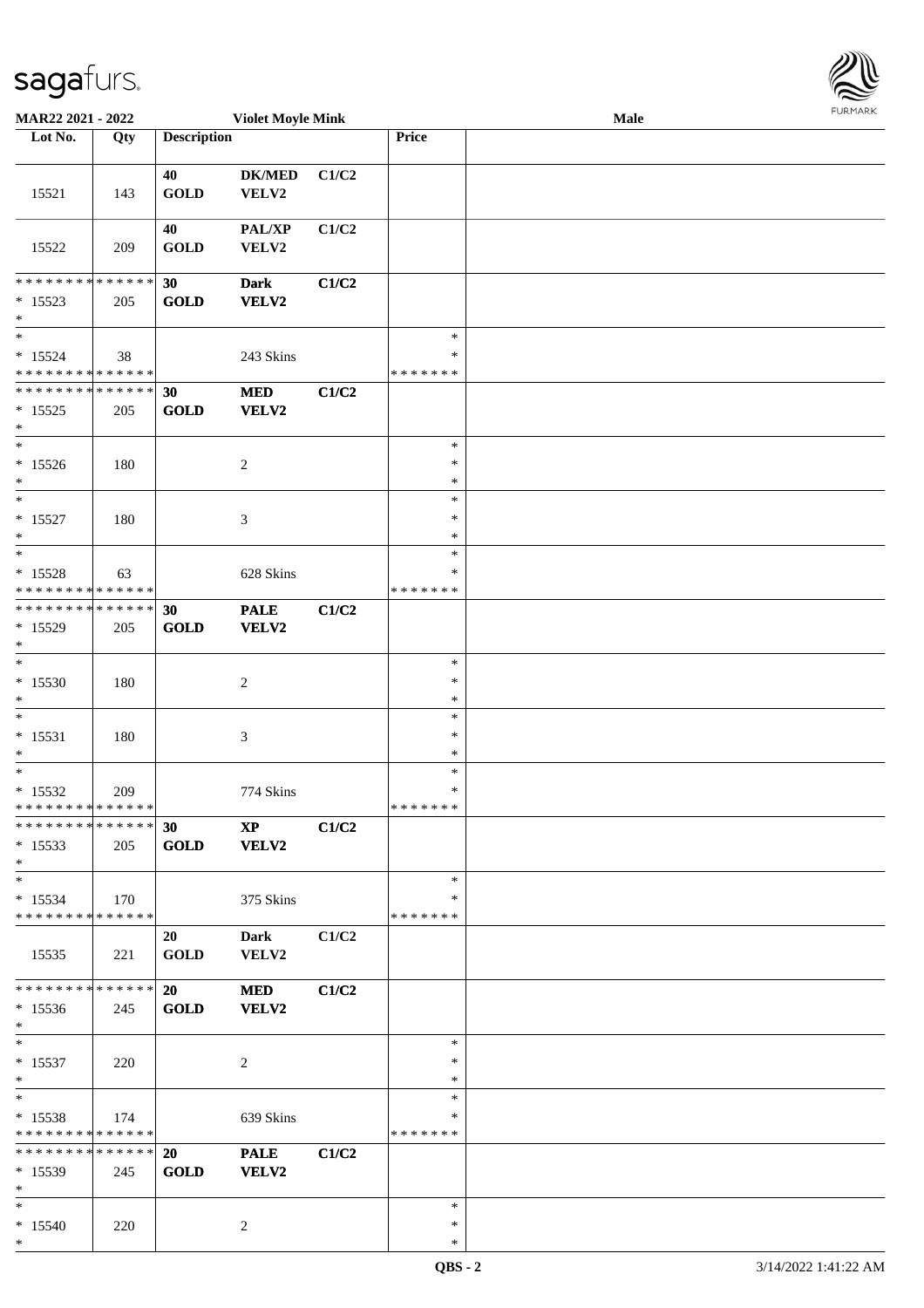**MAR22 2021 - 2022** | **Violet Moyle Mink** | **Male**

| Lot No. | Qty | Description | | | Price | |
|---|---|---|---|---|---|---|
| 15521 | 143 | 40 GOLD | DK/MED VELV2 | C1/C2 | | |
| 15522 | 209 | 40 GOLD | PAL/XP VELV2 | C1/C2 | | |
| * * * * * * * * * * * * * * <br> * 15523 <br> * | 205 | 30 GOLD | Dark VELV2 | C1/C2 | | |
| * <br> * 15524 <br> * * * * * * * * * * * * * * | 38 | | 243 Skins | | * <br> * <br> * * * * * * * | |
| * * * * * * * * * * * * * * <br> * 15525 <br> * | 205 | 30 GOLD | MED VELV2 | C1/C2 | | |
| * <br> * 15526 <br> * | 180 | | 2 | | * <br> * <br> * | |
| * <br> * 15527 <br> * | 180 | | 3 | | * <br> * <br> * | |
| * <br> * 15528 <br> * * * * * * * * * * * * * * | 63 | | 628 Skins | | * <br> * <br> * * * * * * * | |
| * * * * * * * * * * * * * * <br> * 15529 <br> * | 205 | 30 GOLD | PALE VELV2 | C1/C2 | | |
| * <br> * 15530 <br> * | 180 | | 2 | | * <br> * <br> * | |
| * <br> * 15531 <br> * | 180 | | 3 | | * <br> * <br> * | |
| * <br> * 15532 <br> * * * * * * * * * * * * * * | 209 | | 774 Skins | | * <br> * <br> * * * * * * * | |
| * * * * * * * * * * * * * * <br> * 15533 <br> * | 205 | 30 GOLD | XP VELV2 | C1/C2 | | |
| * <br> * 15534 <br> * * * * * * * * * * * * * * | 170 | | 375 Skins | | * <br> * <br> * * * * * * * | |
| 15535 | 221 | 20 GOLD | Dark VELV2 | C1/C2 | | |
| * * * * * * * * * * * * * * <br> * 15536 <br> * | 245 | 20 GOLD | MED VELV2 | C1/C2 | | |
| * <br> * 15537 <br> * | 220 | | 2 | | * <br> * <br> * | |
| * <br> * 15538 <br> * * * * * * * * * * * * * * | 174 | | 639 Skins | | * <br> * <br> * * * * * * * | |
| * * * * * * * * * * * * * * <br> * 15539 <br> * | 245 | 20 GOLD | PALE VELV2 | C1/C2 | | |
| * <br> * 15540 <br> * | 220 | | 2 | | * <br> * <br> * | |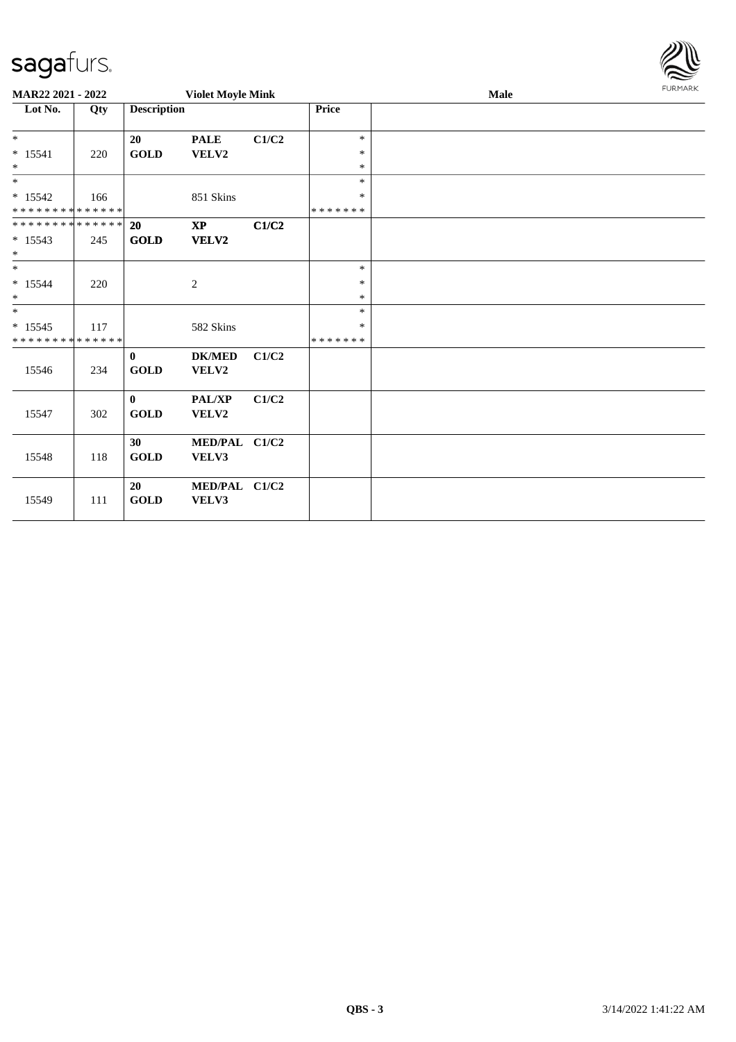MAR22 2021 - 2022 | Violet Moyle Mink | Male

| Lot No. | Qty | Description | | | Price | |
|---|---|---|---|---|---|---|
| * | | 20 | PALE | C1/C2 | * | |
| * 15541 | 220 | GOLD | VELV2 | | * | |
| * | | | | | * | |
| * | | | | | * | |
| * 15542 | 166 | | 851 Skins | | * | |
| * * * * * * * * * * * * * * | | | | | * * * * * * * | |
| * * * * * * * * * * * * * * | | 20 | XP | C1/C2 | | |
| * 15543 | 245 | GOLD | VELV2 | | | |
| * | | | | | | |
| * | | | | | * | |
| * 15544 | 220 | | 2 | | * | |
| * | | | | | * | |
| * | | | | | * | |
| * 15545 | 117 | | 582 Skins | | * | |
| * * * * * * * * * * * * * * | | | | | * * * * * * * | |
| | | 0 | DK/MED | C1/C2 | | |
| 15546 | 234 | GOLD | VELV2 | | | |
| | | 0 | PAL/XP | C1/C2 | | |
| 15547 | 302 | GOLD | VELV2 | | | |
| | | 30 | MED/PAL | C1/C2 | | |
| 15548 | 118 | GOLD | VELV3 | | | |
| | | 20 | MED/PAL | C1/C2 | | |
| 15549 | 111 | GOLD | VELV3 | | | |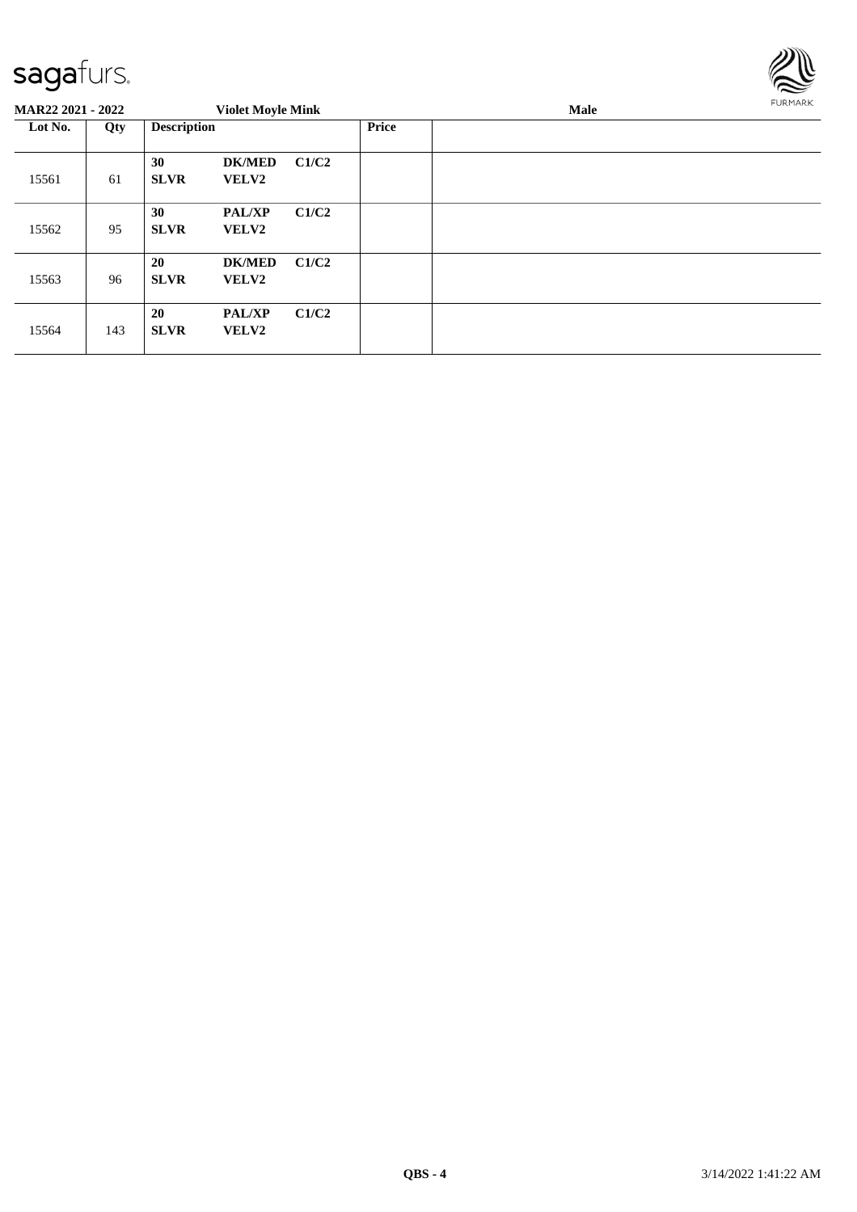**MAR22 2021 - 2022** **Violet Moyle Mink** **Male**

| Lot No. | Qty | Description | | | Price | |
|---|---|---|---|---|---|---|
| 15561 | 61 | **30** **SLVR** | **DK/MED** **VELV2** | **C1/C2** | | |
| 15562 | 95 | **30** **SLVR** | **PAL/XP** **VELV2** | **C1/C2** | | |
| 15563 | 96 | **20** **SLVR** | **DK/MED** **VELV2** | **C1/C2** | | |
| 15564 | 143 | **20** **SLVR** | **PAL/XP** **VELV2** | **C1/C2** | | |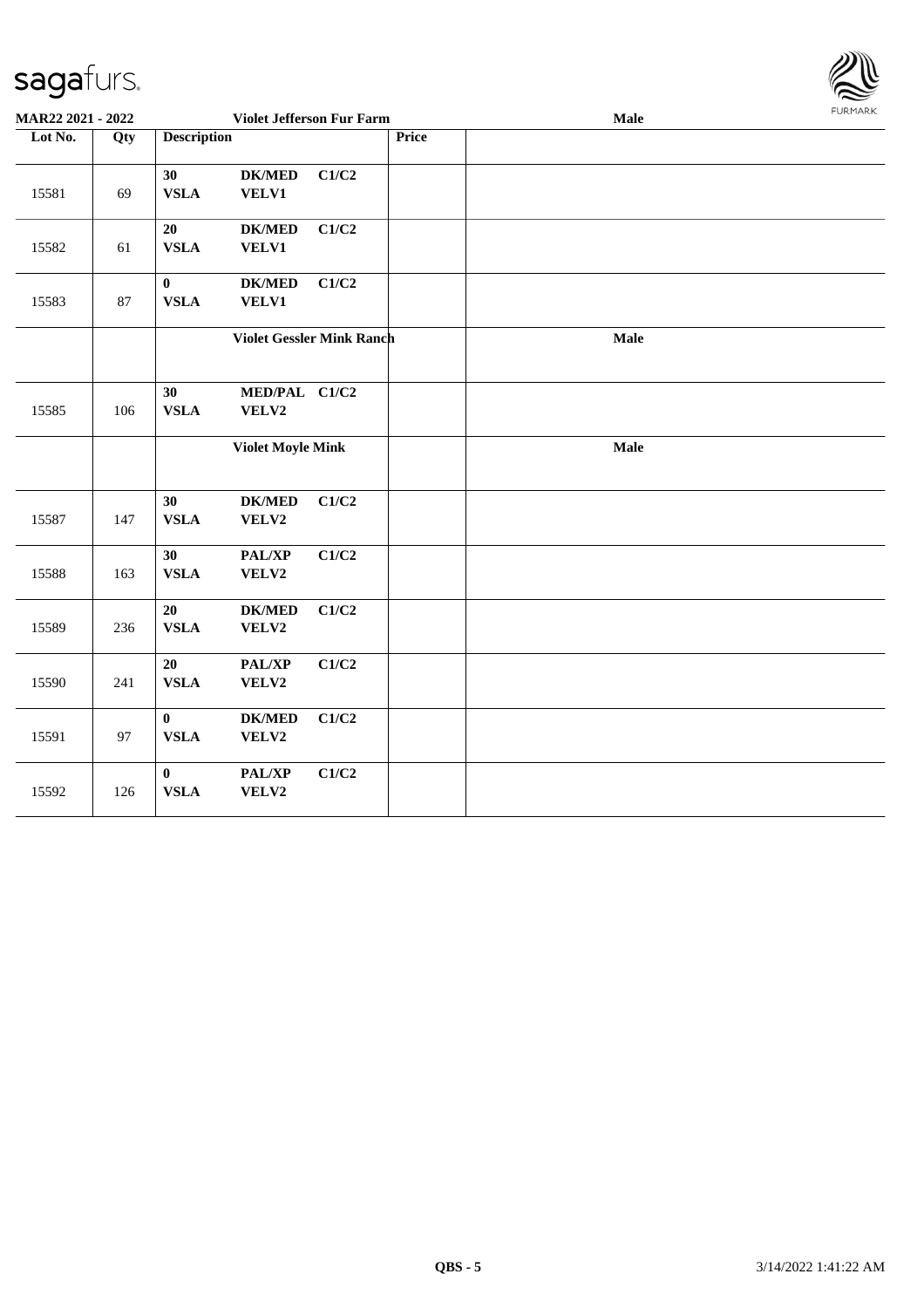| Lot No. | Qty | Description | Price | |
|---|---|---|---|---|
| | | **Violet Jefferson Fur Farm** | | **Male** |
| 15581 | 69 | **30 DK/MED C1/C2 VSLA VELV1** | | |
| 15582 | 61 | **20 DK/MED C1/C2 VSLA VELV1** | | |
| 15583 | 87 | **0 DK/MED C1/C2 VSLA VELV1** | | |
| | | **Violet Gessler Mink Ranch** | | **Male** |
| 15585 | 106 | **30 MED/PAL C1/C2 VSLA VELV2** | | |
| | | **Violet Moyle Mink** | | **Male** |
| 15587 | 147 | **30 DK/MED C1/C2 VSLA VELV2** | | |
| 15588 | 163 | **30 PAL/XP C1/C2 VSLA VELV2** | | |
| 15589 | 236 | **20 DK/MED C1/C2 VSLA VELV2** | | |
| 15590 | 241 | **20 PAL/XP C1/C2 VSLA VELV2** | | |
| 15591 | 97 | **0 DK/MED C1/C2 VSLA VELV2** | | |
| 15592 | 126 | **0 PAL/XP C1/C2 VSLA VELV2** | | |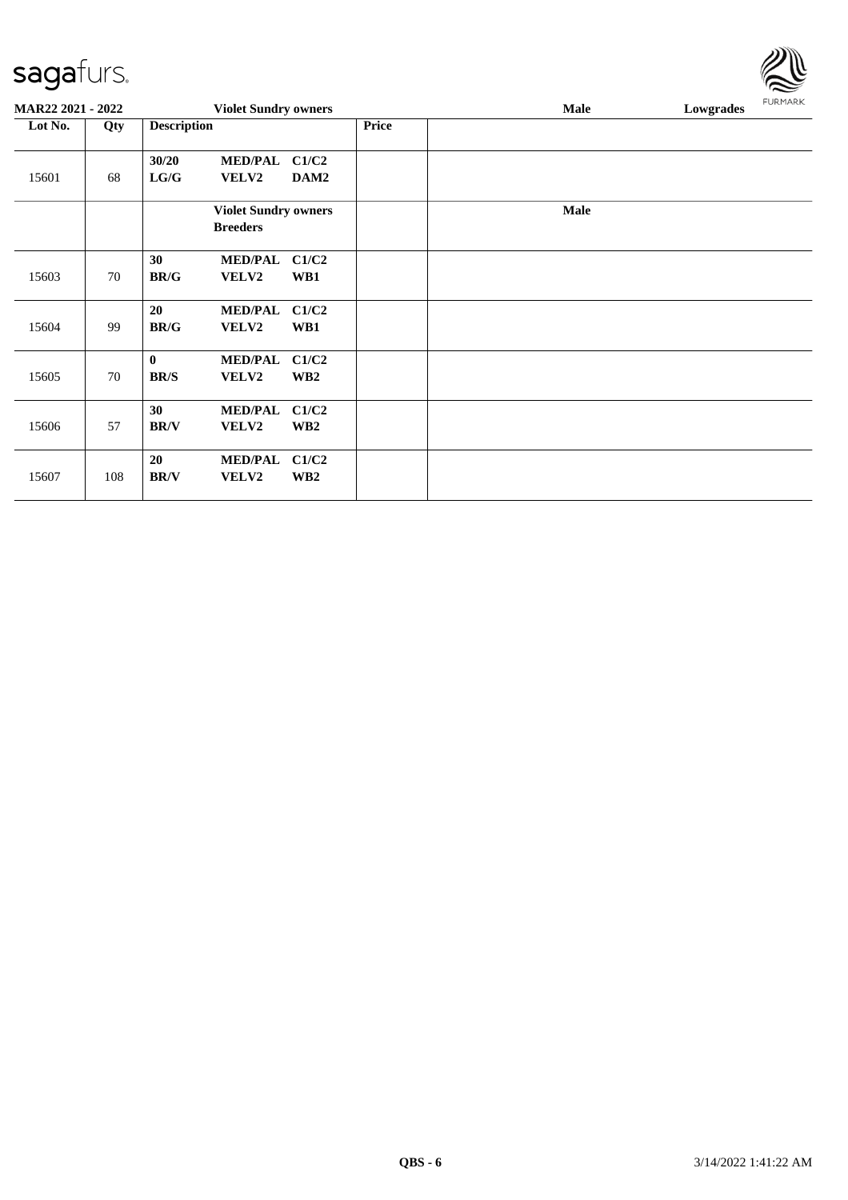**MAR22 2021 - 2022** | **Violet Sundry owners** | **Male** | **Lowgrades**

| Lot No. | Qty | Description | | | Price | |
|---|---|---|---|---|---|---|
| 15601 | 68 | 30/20<br>LG/G | MED/PAL<br>VELV2 | C1/C2<br>DAM2 | | |
| | | | **Violet Sundry owners**<br>**Breeders** | | | **Male** |
| 15603 | 70 | 30<br>BR/G | MED/PAL<br>VELV2 | C1/C2<br>WB1 | | |
| 15604 | 99 | 20<br>BR/G | MED/PAL<br>VELV2 | C1/C2<br>WB1 | | |
| 15605 | 70 | 0<br>BR/S | MED/PAL<br>VELV2 | C1/C2<br>WB2 | | |
| 15606 | 57 | 30<br>BR/V | MED/PAL<br>VELV2 | C1/C2<br>WB2 | | |
| 15607 | 108 | 20<br>BR/V | MED/PAL<br>VELV2 | C1/C2<br>WB2 | | |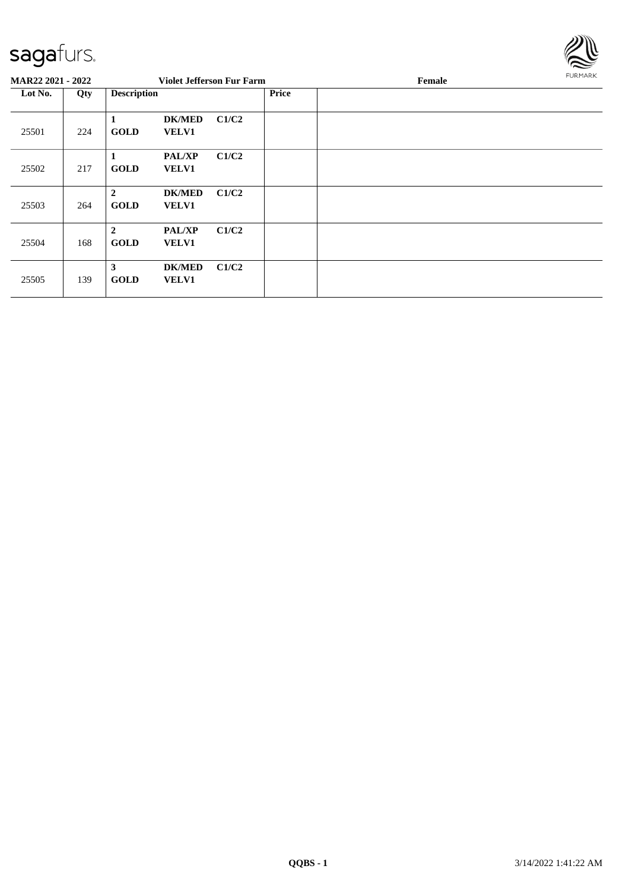**MAR22 2021 - 2022** **Violet Jefferson Fur Farm** **Female**

| Lot No. | Qty | Description | | | Price | |
|---|---|---|---|---|---|---|
| 25501 | 224 | **1 GOLD** | **DK/MED VELV1** | **C1/C2** | | |
| 25502 | 217 | **1 GOLD** | **PAL/XP VELV1** | **C1/C2** | | |
| 25503 | 264 | **2 GOLD** | **DK/MED VELV1** | **C1/C2** | | |
| 25504 | 168 | **2 GOLD** | **PAL/XP VELV1** | **C1/C2** | | |
| 25505 | 139 | **3 GOLD** | **DK/MED VELV1** | **C1/C2** | | |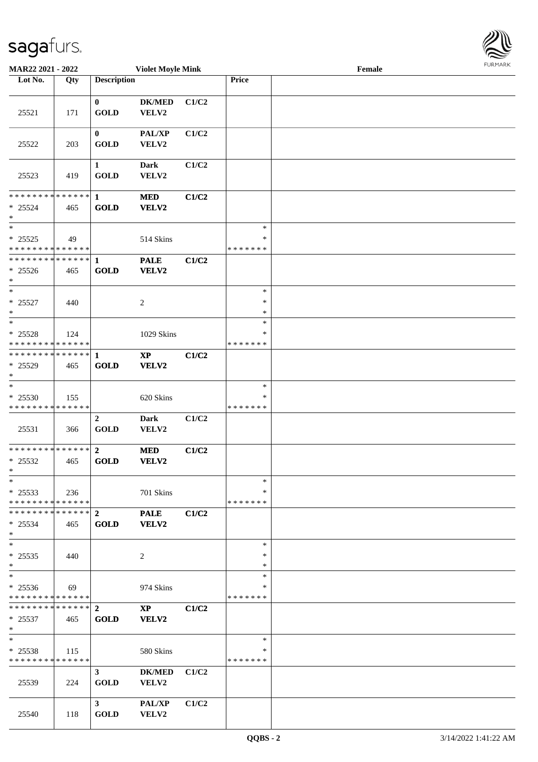MAR22 2021 - 2022 — Violet Moyle Mink — Female

| Lot No. | Qty | Description | | | Price | |
|---|---|---|---|---|---|---|
| 25521 | 171 | 0<br>GOLD | DK/MED<br>VELV2 | C1/C2 | | |
| 25522 | 203 | 0<br>GOLD | PAL/XP<br>VELV2 | C1/C2 | | |
| 25523 | 419 | 1<br>GOLD | Dark<br>VELV2 | C1/C2 | | |
| * * * * * * * * * * * * * *<br>* 25524<br>* | 465 | 1<br>GOLD | MED<br>VELV2 | C1/C2 | | |
| *<br>* 25525<br>* * * * * * * * * * * * * * | 49 | | 514 Skins | | *<br>*<br>* * * * * * * | |
| * * * * * * * * * * * * * *<br>* 25526<br>* | 465 | 1<br>GOLD | PALE<br>VELV2 | C1/C2 | | |
| *<br>* 25527<br>* | 440 | | 2 | | *<br>*<br>* | |
| *<br>* 25528<br>* * * * * * * * * * * * * * | 124 | | 1029 Skins | | *<br>*<br>* * * * * * * | |
| * * * * * * * * * * * * * *<br>* 25529<br>* | 465 | 1<br>GOLD | XP<br>VELV2 | C1/C2 | | |
| *<br>* 25530<br>* * * * * * * * * * * * * * | 155 | | 620 Skins | | *<br>*<br>* * * * * * * | |
| 25531 | 366 | 2<br>GOLD | Dark<br>VELV2 | C1/C2 | | |
| * * * * * * * * * * * * * *<br>* 25532<br>* | 465 | 2<br>GOLD | MED<br>VELV2 | C1/C2 | | |
| *<br>* 25533<br>* * * * * * * * * * * * * * | 236 | | 701 Skins | | *<br>*<br>* * * * * * * | |
| * * * * * * * * * * * * * *<br>* 25534<br>* | 465 | 2<br>GOLD | PALE<br>VELV2 | C1/C2 | | |
| *<br>* 25535<br>* | 440 | | 2 | | *<br>*<br>* | |
| *<br>* 25536<br>* * * * * * * * * * * * * * | 69 | | 974 Skins | | *<br>*<br>* * * * * * * | |
| * * * * * * * * * * * * * *<br>* 25537<br>* | 465 | 2<br>GOLD | XP<br>VELV2 | C1/C2 | | |
| *<br>* 25538<br>* * * * * * * * * * * * * * | 115 | | 580 Skins | | *<br>*<br>* * * * * * * | |
| 25539 | 224 | 3<br>GOLD | DK/MED<br>VELV2 | C1/C2 | | |
| 25540 | 118 | 3<br>GOLD | PAL/XP<br>VELV2 | C1/C2 | | |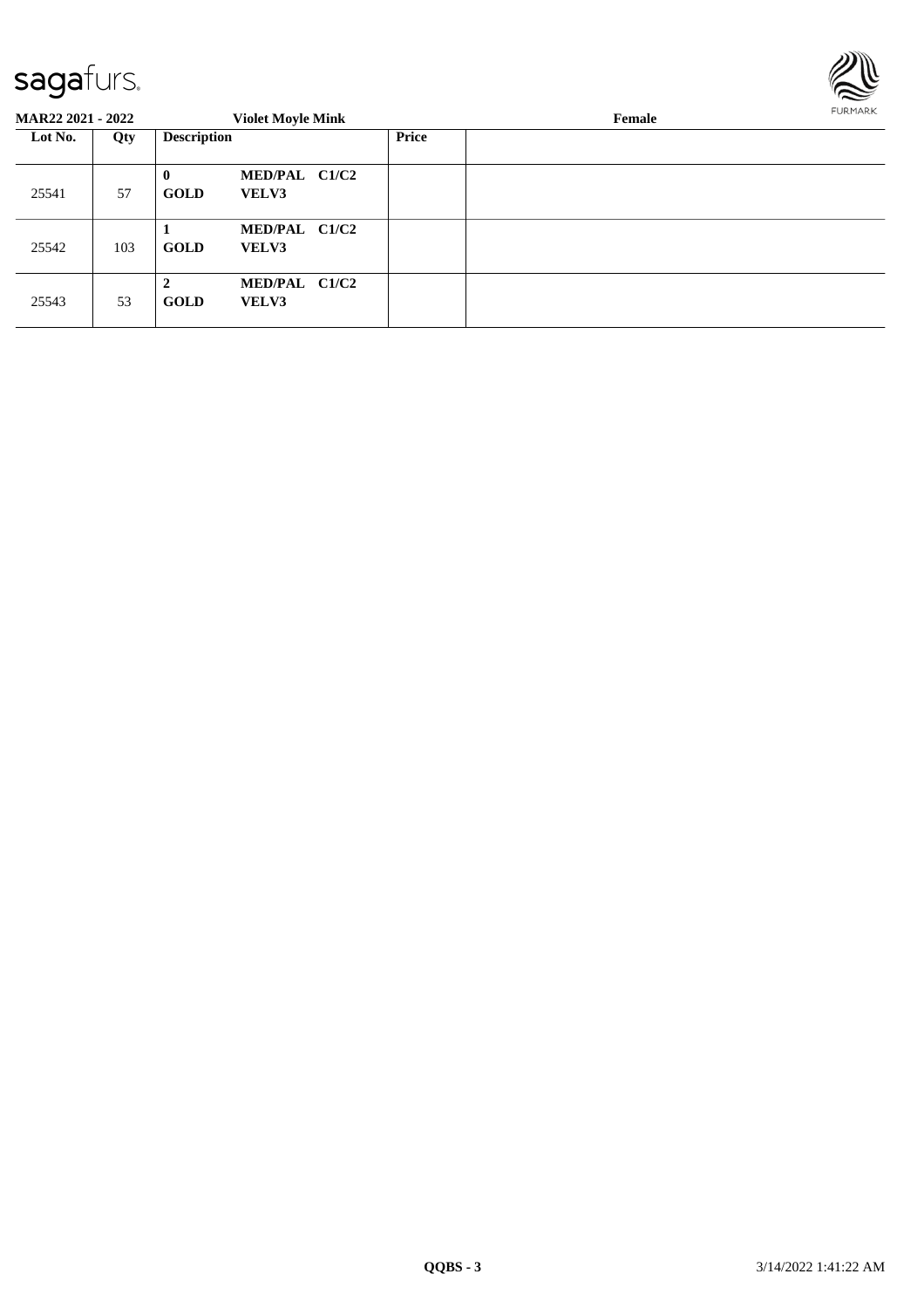**MAR22 2021 - 2022** **Violet Moyle Mink** **Female**

| Lot No. | Qty | Description | | Price | |
|---|---|---|---|---|---|
| 25541 | 57 | **0** **GOLD** | **MED/PAL C1/C2** **VELV3** | | |
| 25542 | 103 | **1** **GOLD** | **MED/PAL C1/C2** **VELV3** | | |
| 25543 | 53 | **2** **GOLD** | **MED/PAL C1/C2** **VELV3** | | |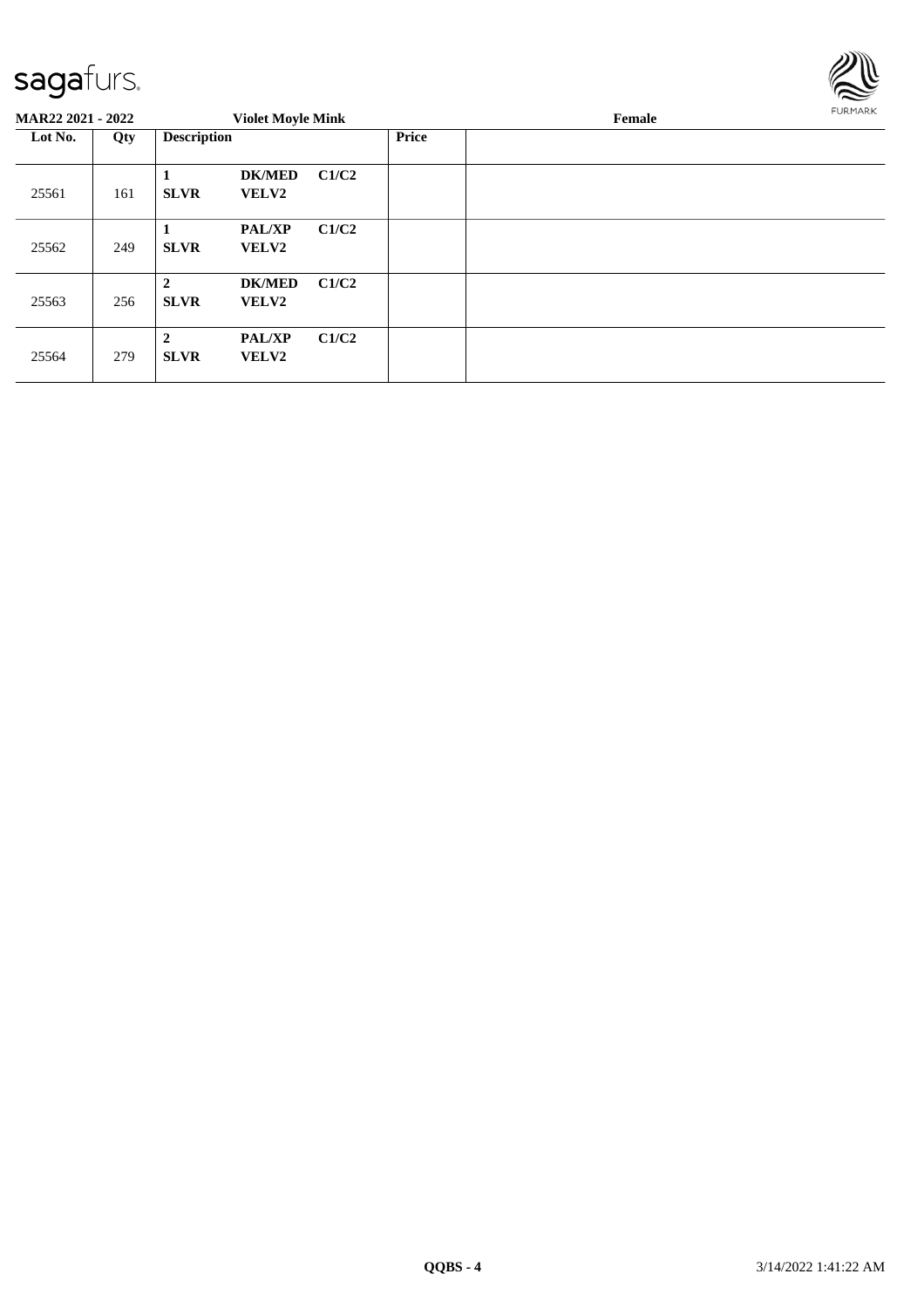**MAR22 2021 - 2022** **Violet Moyle Mink** **Female**

| Lot No. | Qty | Description | | | Price | |
|---|---|---|---|---|---|---|
| 25561 | 161 | **1** **SLVR** | **DK/MED** **VELV2** | **C1/C2** | | |
| 25562 | 249 | **1** **SLVR** | **PAL/XP** **VELV2** | **C1/C2** | | |
| 25563 | 256 | **2** **SLVR** | **DK/MED** **VELV2** | **C1/C2** | | |
| 25564 | 279 | **2** **SLVR** | **PAL/XP** **VELV2** | **C1/C2** | | |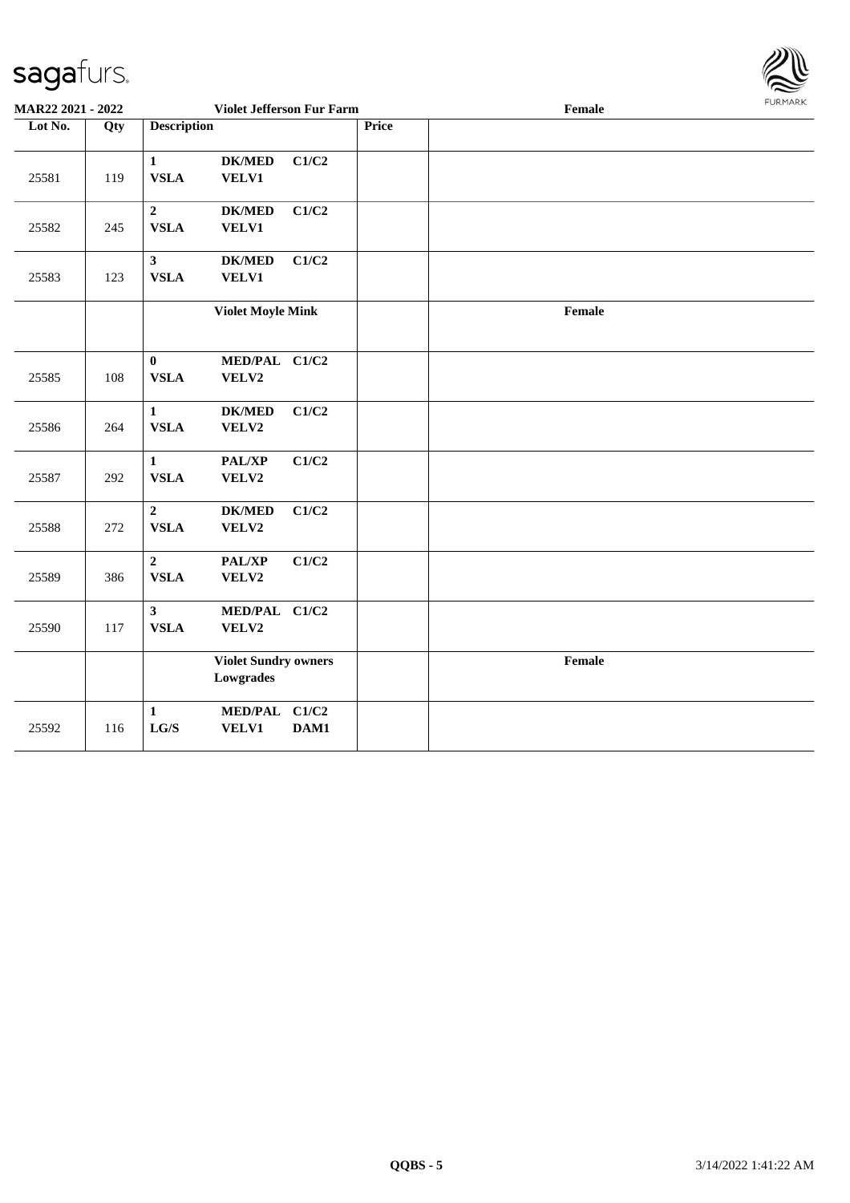| Lot No. | Qty | Description | | | Price | Female |
|---|---|---|---|---|---|---|
| 25581 | 119 | 1 VSLA | DK/MED VELV1 | C1/C2 | | |
| 25582 | 245 | 2 VSLA | DK/MED VELV1 | C1/C2 | | |
| 25583 | 123 | 3 VSLA | DK/MED VELV1 | C1/C2 | | |
| | | **Violet Moyle Mink** | | | | **Female** |
| 25585 | 108 | 0 VSLA | MED/PAL VELV2 | C1/C2 | | |
| 25586 | 264 | 1 VSLA | DK/MED VELV2 | C1/C2 | | |
| 25587 | 292 | 1 VSLA | PAL/XP VELV2 | C1/C2 | | |
| 25588 | 272 | 2 VSLA | DK/MED VELV2 | C1/C2 | | |
| 25589 | 386 | 2 VSLA | PAL/XP VELV2 | C1/C2 | | |
| 25590 | 117 | 3 VSLA | MED/PAL VELV2 | C1/C2 | | |
| | | **Violet Sundry owners Lowgrades** | | | | **Female** |
| 25592 | 116 | 1 LG/S | MED/PAL VELV1 | C1/C2 DAM1 | | |